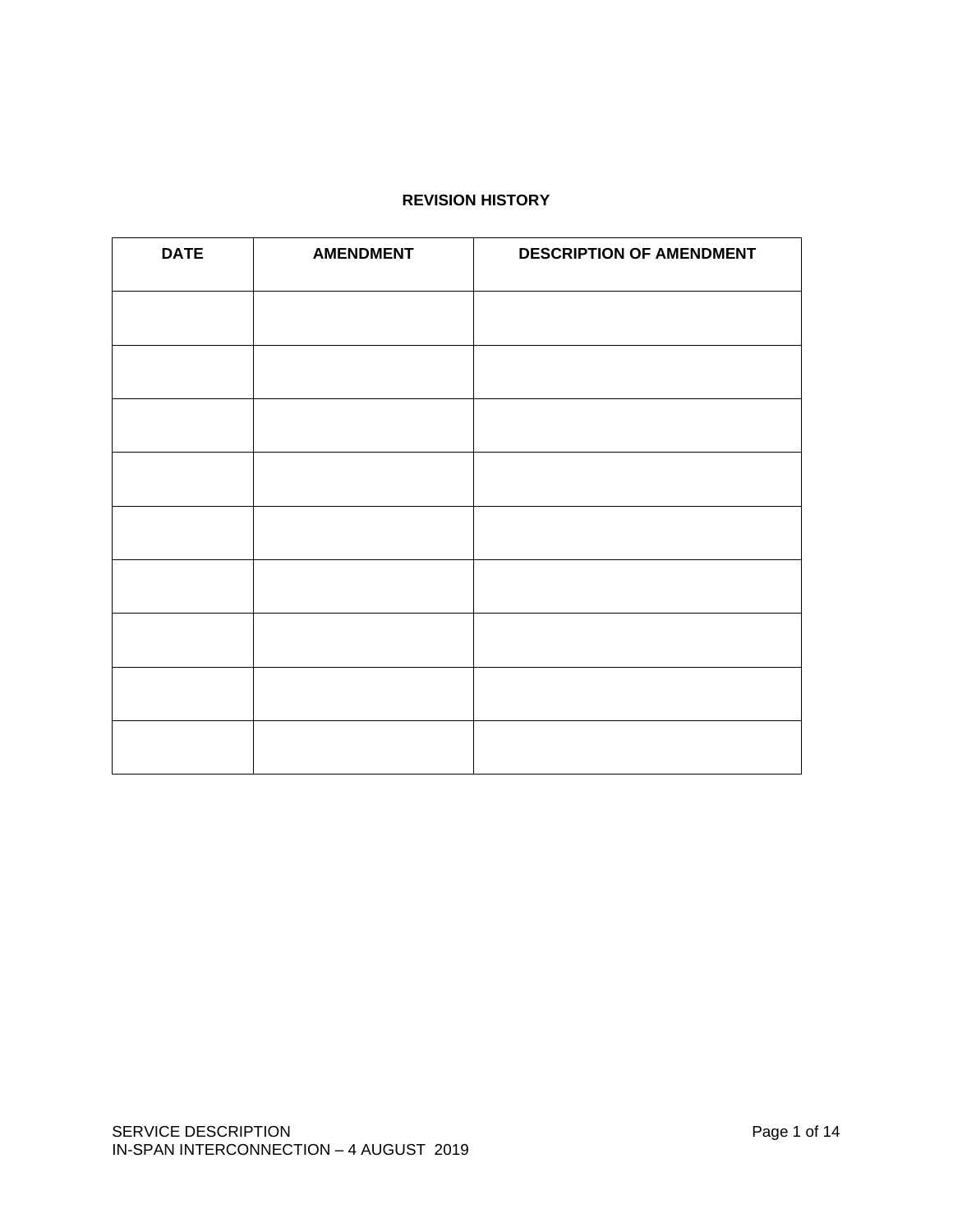**REVISION HISTORY**

| DATE | AMENDMENT | DESCRIPTION OF AMENDMENT |
|---|---|---|
| | | |
| | | |
| | | |
| | | |
| | | |
| | | |
| | | |
| | | |
| | | |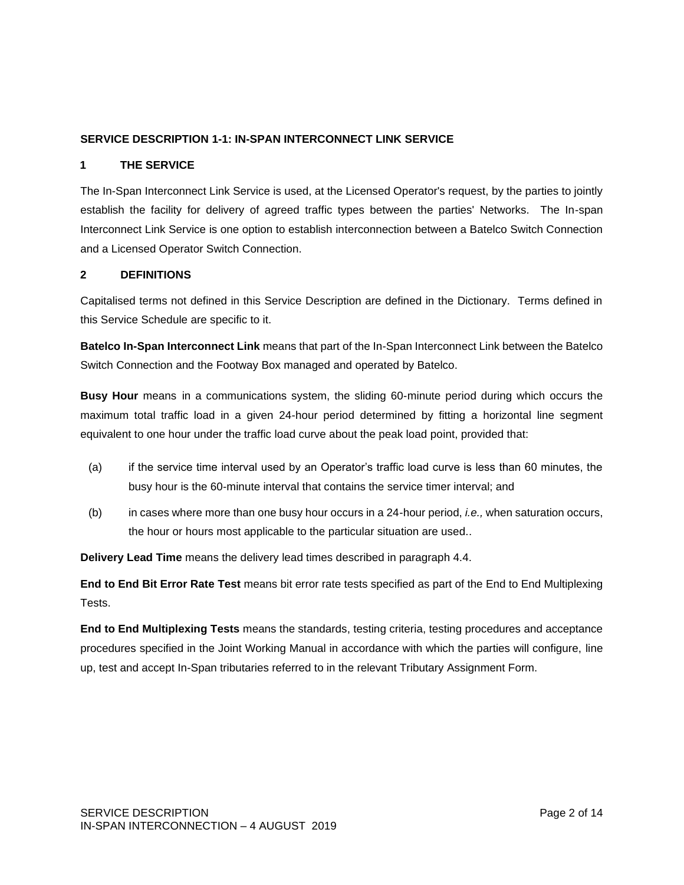## SERVICE DESCRIPTION 1-1: IN-SPAN INTERCONNECT LINK SERVICE

### 1 THE SERVICE

The In-Span Interconnect Link Service is used, at the Licensed Operator's request, by the parties to jointly establish the facility for delivery of agreed traffic types between the parties' Networks. The In-span Interconnect Link Service is one option to establish interconnection between a Batelco Switch Connection and a Licensed Operator Switch Connection.

### 2 DEFINITIONS

Capitalised terms not defined in this Service Description are defined in the Dictionary. Terms defined in this Service Schedule are specific to it.

**Batelco In-Span Interconnect Link** means that part of the In-Span Interconnect Link between the Batelco Switch Connection and the Footway Box managed and operated by Batelco.

**Busy Hour** means in a communications system, the sliding 60-minute period during which occurs the maximum total traffic load in a given 24-hour period determined by fitting a horizontal line segment equivalent to one hour under the traffic load curve about the peak load point, provided that:

(a) if the service time interval used by an Operator's traffic load curve is less than 60 minutes, the busy hour is the 60-minute interval that contains the service timer interval; and

(b) in cases where more than one busy hour occurs in a 24-hour period, *i.e.,* when saturation occurs, the hour or hours most applicable to the particular situation are used..

**Delivery Lead Time** means the delivery lead times described in paragraph 4.4.

**End to End Bit Error Rate Test** means bit error rate tests specified as part of the End to End Multiplexing Tests.

**End to End Multiplexing Tests** means the standards, testing criteria, testing procedures and acceptance procedures specified in the Joint Working Manual in accordance with which the parties will configure, line up, test and accept In-Span tributaries referred to in the relevant Tributary Assignment Form.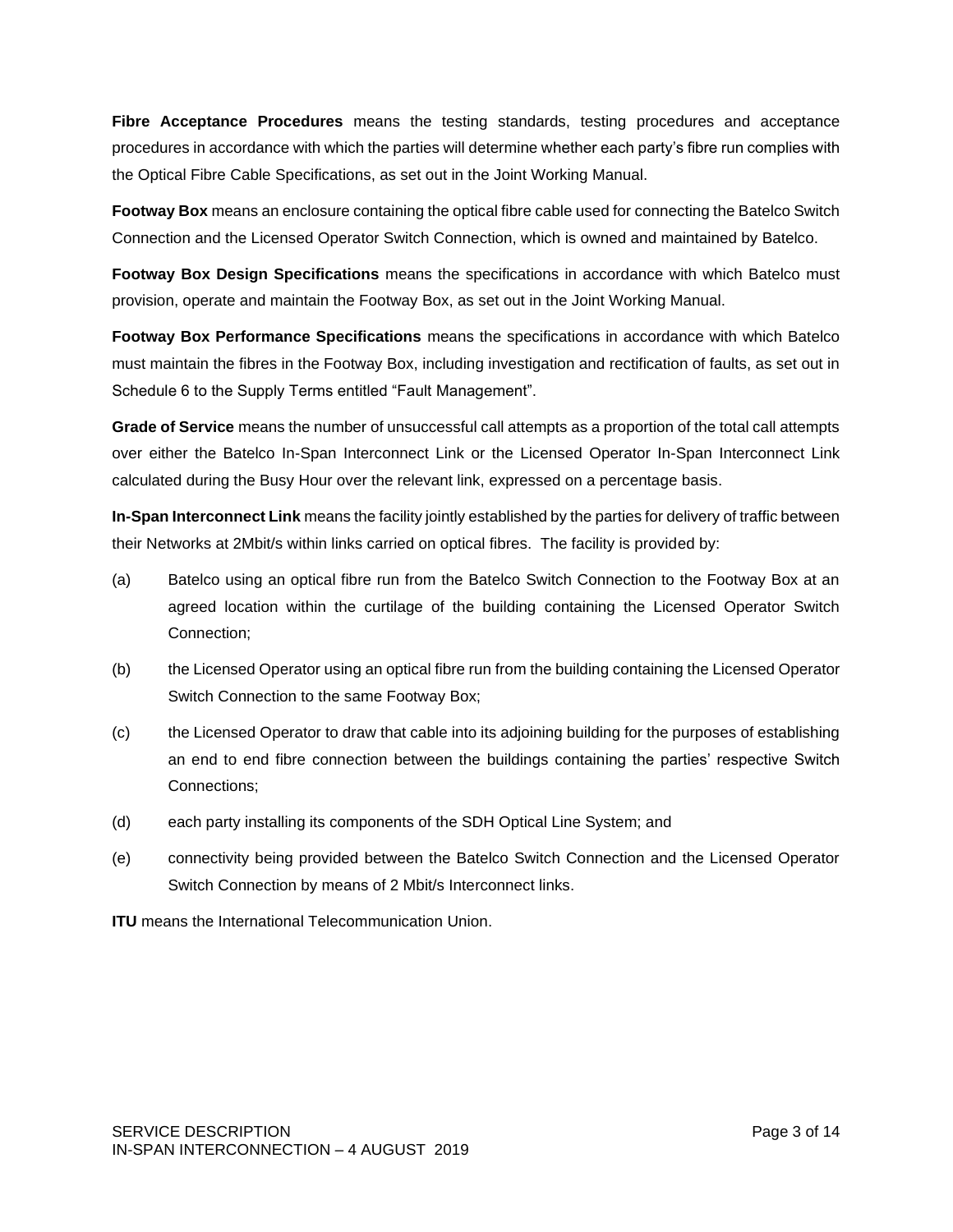**Fibre Acceptance Procedures** means the testing standards, testing procedures and acceptance procedures in accordance with which the parties will determine whether each party's fibre run complies with the Optical Fibre Cable Specifications, as set out in the Joint Working Manual.

**Footway Box** means an enclosure containing the optical fibre cable used for connecting the Batelco Switch Connection and the Licensed Operator Switch Connection, which is owned and maintained by Batelco.

**Footway Box Design Specifications** means the specifications in accordance with which Batelco must provision, operate and maintain the Footway Box, as set out in the Joint Working Manual.

**Footway Box Performance Specifications** means the specifications in accordance with which Batelco must maintain the fibres in the Footway Box, including investigation and rectification of faults, as set out in Schedule 6 to the Supply Terms entitled "Fault Management".

**Grade of Service** means the number of unsuccessful call attempts as a proportion of the total call attempts over either the Batelco In-Span Interconnect Link or the Licensed Operator In-Span Interconnect Link calculated during the Busy Hour over the relevant link, expressed on a percentage basis.

**In-Span Interconnect Link** means the facility jointly established by the parties for delivery of traffic between their Networks at 2Mbit/s within links carried on optical fibres. The facility is provided by:

(a) Batelco using an optical fibre run from the Batelco Switch Connection to the Footway Box at an agreed location within the curtilage of the building containing the Licensed Operator Switch Connection;

(b) the Licensed Operator using an optical fibre run from the building containing the Licensed Operator Switch Connection to the same Footway Box;

(c) the Licensed Operator to draw that cable into its adjoining building for the purposes of establishing an end to end fibre connection between the buildings containing the parties' respective Switch Connections;

(d) each party installing its components of the SDH Optical Line System; and

(e) connectivity being provided between the Batelco Switch Connection and the Licensed Operator Switch Connection by means of 2 Mbit/s Interconnect links.

**ITU** means the International Telecommunication Union.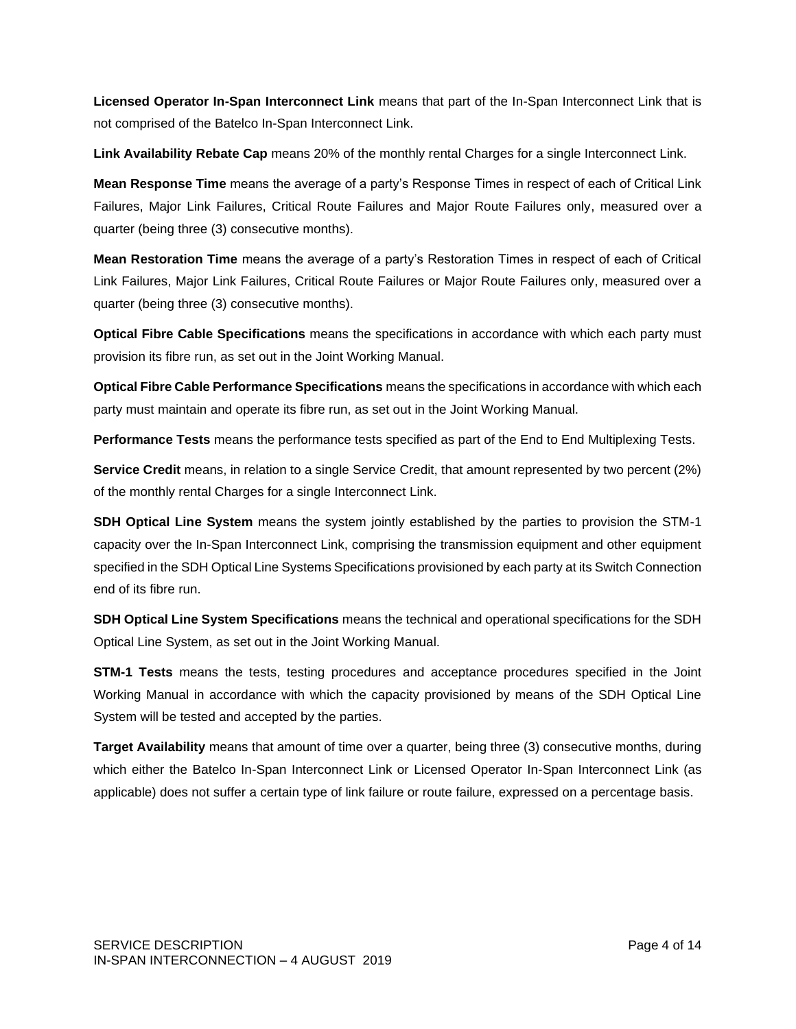**Licensed Operator In-Span Interconnect Link** means that part of the In-Span Interconnect Link that is not comprised of the Batelco In-Span Interconnect Link.

**Link Availability Rebate Cap** means 20% of the monthly rental Charges for a single Interconnect Link.

**Mean Response Time** means the average of a party's Response Times in respect of each of Critical Link Failures, Major Link Failures, Critical Route Failures and Major Route Failures only, measured over a quarter (being three (3) consecutive months).

**Mean Restoration Time** means the average of a party's Restoration Times in respect of each of Critical Link Failures, Major Link Failures, Critical Route Failures or Major Route Failures only, measured over a quarter (being three (3) consecutive months).

**Optical Fibre Cable Specifications** means the specifications in accordance with which each party must provision its fibre run, as set out in the Joint Working Manual.

**Optical Fibre Cable Performance Specifications** means the specifications in accordance with which each party must maintain and operate its fibre run, as set out in the Joint Working Manual.

**Performance Tests** means the performance tests specified as part of the End to End Multiplexing Tests.

**Service Credit** means, in relation to a single Service Credit, that amount represented by two percent (2%) of the monthly rental Charges for a single Interconnect Link.

**SDH Optical Line System** means the system jointly established by the parties to provision the STM-1 capacity over the In-Span Interconnect Link, comprising the transmission equipment and other equipment specified in the SDH Optical Line Systems Specifications provisioned by each party at its Switch Connection end of its fibre run.

**SDH Optical Line System Specifications** means the technical and operational specifications for the SDH Optical Line System, as set out in the Joint Working Manual.

**STM-1 Tests** means the tests, testing procedures and acceptance procedures specified in the Joint Working Manual in accordance with which the capacity provisioned by means of the SDH Optical Line System will be tested and accepted by the parties.

**Target Availability** means that amount of time over a quarter, being three (3) consecutive months, during which either the Batelco In-Span Interconnect Link or Licensed Operator In-Span Interconnect Link (as applicable) does not suffer a certain type of link failure or route failure, expressed on a percentage basis.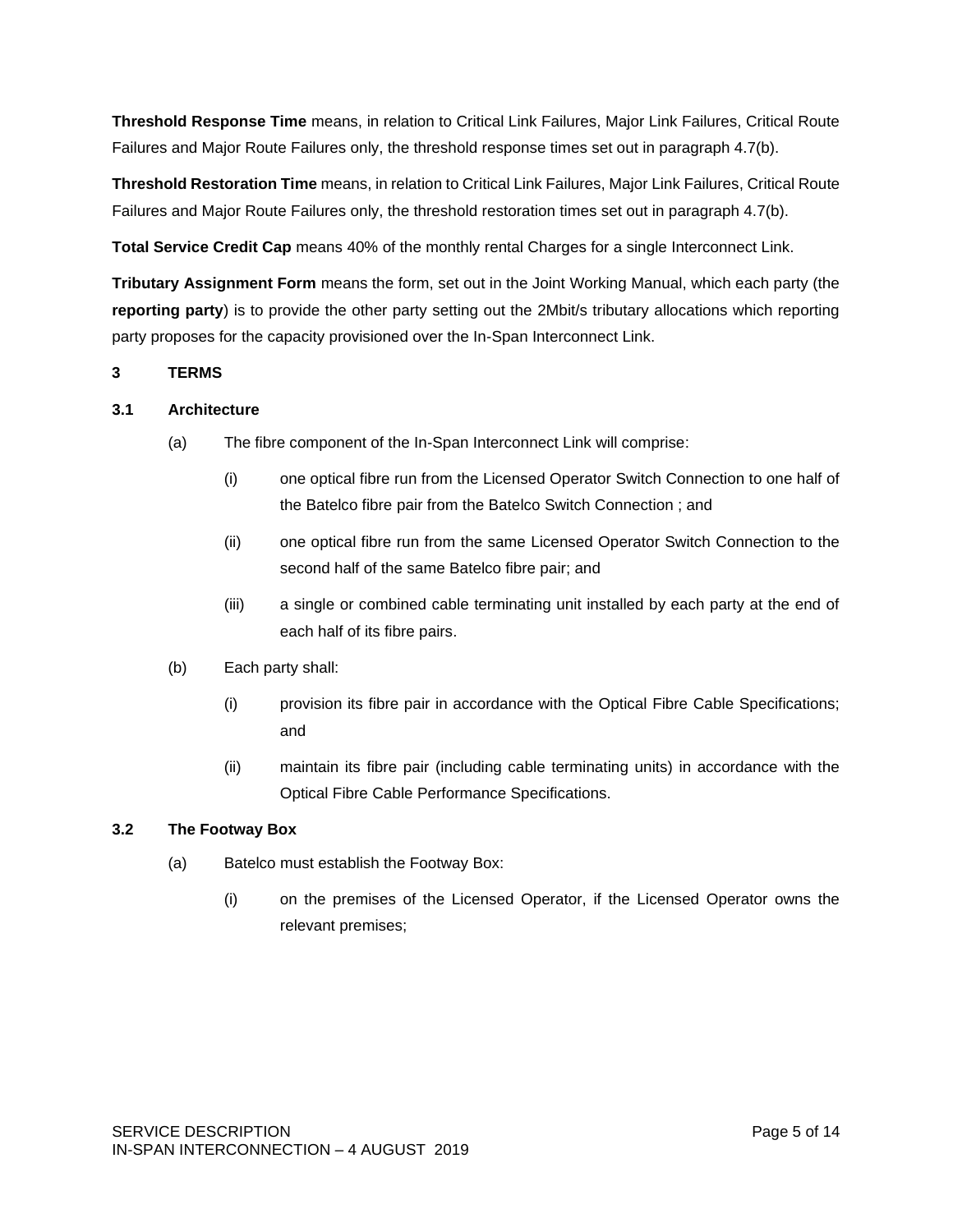**Threshold Response Time** means, in relation to Critical Link Failures, Major Link Failures, Critical Route Failures and Major Route Failures only, the threshold response times set out in paragraph 4.7(b).

**Threshold Restoration Time** means, in relation to Critical Link Failures, Major Link Failures, Critical Route Failures and Major Route Failures only, the threshold restoration times set out in paragraph 4.7(b).

**Total Service Credit Cap** means 40% of the monthly rental Charges for a single Interconnect Link.

**Tributary Assignment Form** means the form, set out in the Joint Working Manual, which each party (the **reporting party**) is to provide the other party setting out the 2Mbit/s tributary allocations which reporting party proposes for the capacity provisioned over the In-Span Interconnect Link.

## 3 TERMS

### 3.1 Architecture

(a) The fibre component of the In-Span Interconnect Link will comprise:

(i) one optical fibre run from the Licensed Operator Switch Connection to one half of the Batelco fibre pair from the Batelco Switch Connection ; and

(ii) one optical fibre run from the same Licensed Operator Switch Connection to the second half of the same Batelco fibre pair; and

(iii) a single or combined cable terminating unit installed by each party at the end of each half of its fibre pairs.

(b) Each party shall:

(i) provision its fibre pair in accordance with the Optical Fibre Cable Specifications; and

(ii) maintain its fibre pair (including cable terminating units) in accordance with the Optical Fibre Cable Performance Specifications.

### 3.2 The Footway Box

(a) Batelco must establish the Footway Box:

(i) on the premises of the Licensed Operator, if the Licensed Operator owns the relevant premises;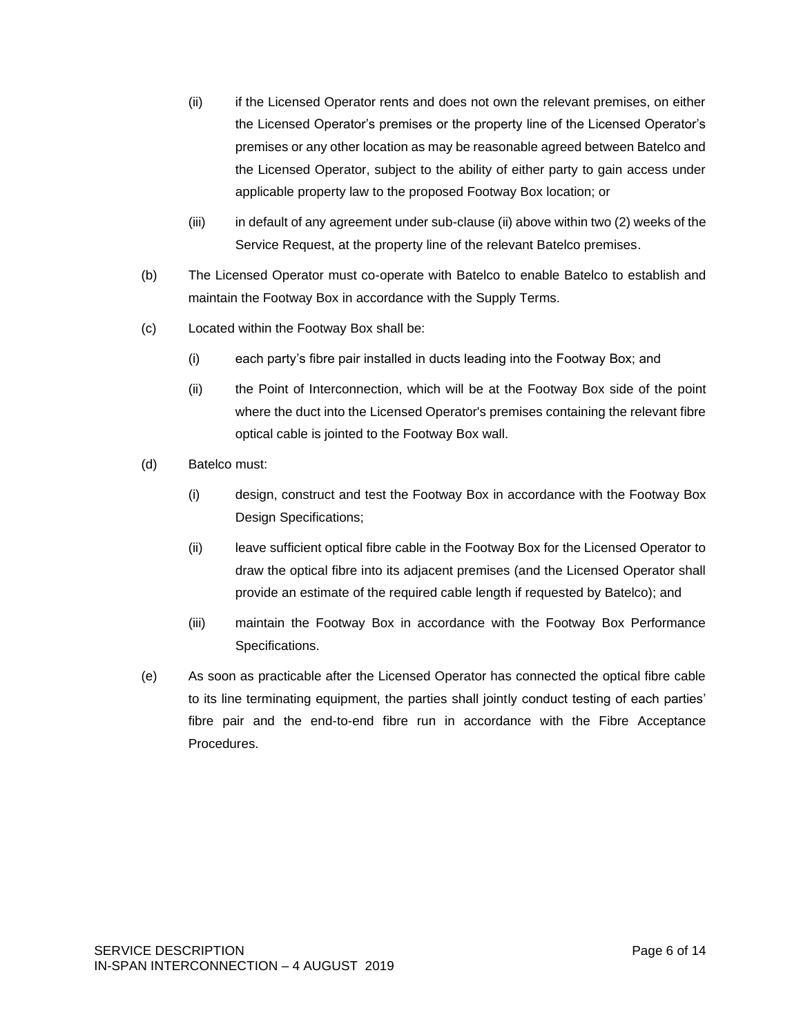(ii) if the Licensed Operator rents and does not own the relevant premises, on either the Licensed Operator's premises or the property line of the Licensed Operator's premises or any other location as may be reasonable agreed between Batelco and the Licensed Operator, subject to the ability of either party to gain access under applicable property law to the proposed Footway Box location; or

(iii) in default of any agreement under sub-clause (ii) above within two (2) weeks of the Service Request, at the property line of the relevant Batelco premises.

(b) The Licensed Operator must co-operate with Batelco to enable Batelco to establish and maintain the Footway Box in accordance with the Supply Terms.

(c) Located within the Footway Box shall be:

(i) each party's fibre pair installed in ducts leading into the Footway Box; and

(ii) the Point of Interconnection, which will be at the Footway Box side of the point where the duct into the Licensed Operator's premises containing the relevant fibre optical cable is jointed to the Footway Box wall.

(d) Batelco must:

(i) design, construct and test the Footway Box in accordance with the Footway Box Design Specifications;

(ii) leave sufficient optical fibre cable in the Footway Box for the Licensed Operator to draw the optical fibre into its adjacent premises (and the Licensed Operator shall provide an estimate of the required cable length if requested by Batelco); and

(iii) maintain the Footway Box in accordance with the Footway Box Performance Specifications.

(e) As soon as practicable after the Licensed Operator has connected the optical fibre cable to its line terminating equipment, the parties shall jointly conduct testing of each parties' fibre pair and the end-to-end fibre run in accordance with the Fibre Acceptance Procedures.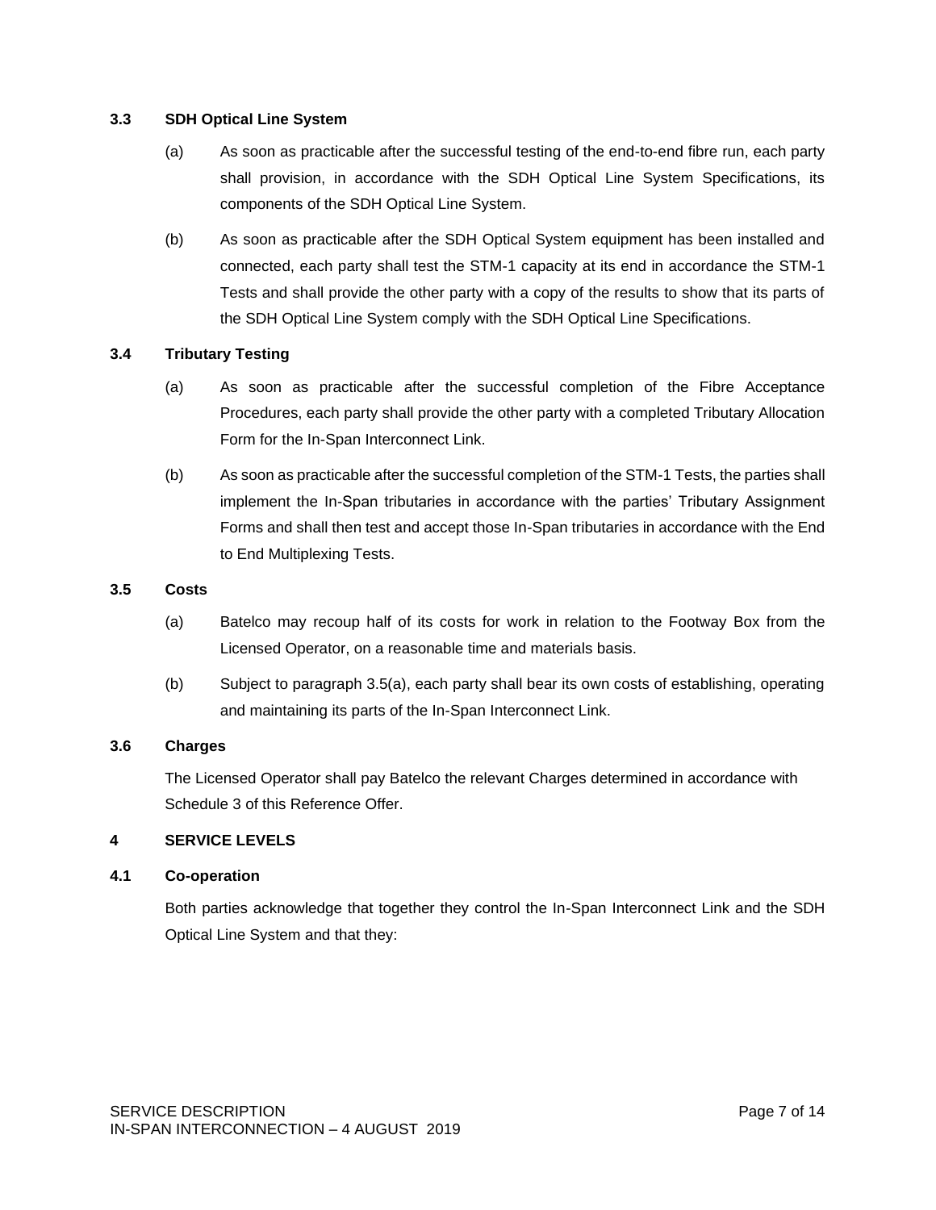### 3.3 SDH Optical Line System

(a) As soon as practicable after the successful testing of the end-to-end fibre run, each party shall provision, in accordance with the SDH Optical Line System Specifications, its components of the SDH Optical Line System.

(b) As soon as practicable after the SDH Optical System equipment has been installed and connected, each party shall test the STM-1 capacity at its end in accordance the STM-1 Tests and shall provide the other party with a copy of the results to show that its parts of the SDH Optical Line System comply with the SDH Optical Line Specifications.

### 3.4 Tributary Testing

(a) As soon as practicable after the successful completion of the Fibre Acceptance Procedures, each party shall provide the other party with a completed Tributary Allocation Form for the In-Span Interconnect Link.

(b) As soon as practicable after the successful completion of the STM-1 Tests, the parties shall implement the In-Span tributaries in accordance with the parties' Tributary Assignment Forms and shall then test and accept those In-Span tributaries in accordance with the End to End Multiplexing Tests.

### 3.5 Costs

(a) Batelco may recoup half of its costs for work in relation to the Footway Box from the Licensed Operator, on a reasonable time and materials basis.

(b) Subject to paragraph 3.5(a), each party shall bear its own costs of establishing, operating and maintaining its parts of the In-Span Interconnect Link.

### 3.6 Charges

The Licensed Operator shall pay Batelco the relevant Charges determined in accordance with Schedule 3 of this Reference Offer.

## 4 SERVICE LEVELS

### 4.1 Co-operation

Both parties acknowledge that together they control the In-Span Interconnect Link and the SDH Optical Line System and that they: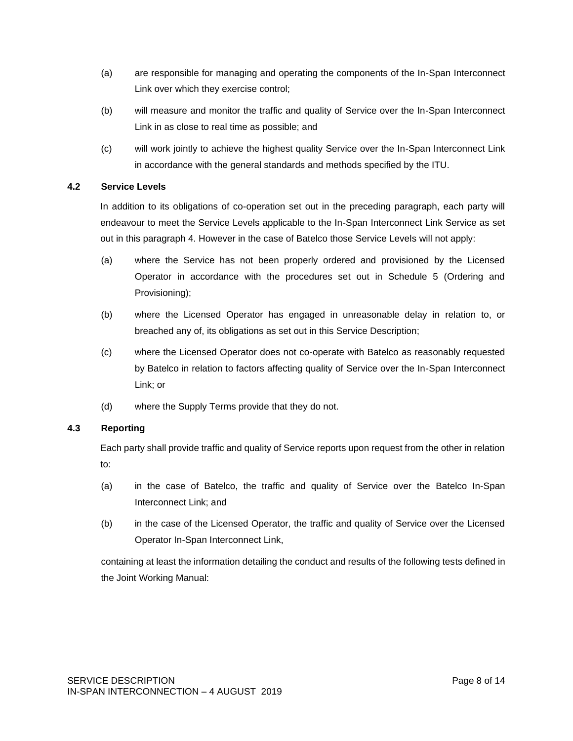(a) are responsible for managing and operating the components of the In-Span Interconnect Link over which they exercise control;

(b) will measure and monitor the traffic and quality of Service over the In-Span Interconnect Link in as close to real time as possible; and

(c) will work jointly to achieve the highest quality Service over the In-Span Interconnect Link in accordance with the general standards and methods specified by the ITU.

### 4.2 Service Levels

In addition to its obligations of co-operation set out in the preceding paragraph, each party will endeavour to meet the Service Levels applicable to the In-Span Interconnect Link Service as set out in this paragraph 4. However in the case of Batelco those Service Levels will not apply:

(a) where the Service has not been properly ordered and provisioned by the Licensed Operator in accordance with the procedures set out in Schedule 5 (Ordering and Provisioning);

(b) where the Licensed Operator has engaged in unreasonable delay in relation to, or breached any of, its obligations as set out in this Service Description;

(c) where the Licensed Operator does not co-operate with Batelco as reasonably requested by Batelco in relation to factors affecting quality of Service over the In-Span Interconnect Link; or

(d) where the Supply Terms provide that they do not.

### 4.3 Reporting

Each party shall provide traffic and quality of Service reports upon request from the other in relation to:

(a) in the case of Batelco, the traffic and quality of Service over the Batelco In-Span Interconnect Link; and

(b) in the case of the Licensed Operator, the traffic and quality of Service over the Licensed Operator In-Span Interconnect Link,

containing at least the information detailing the conduct and results of the following tests defined in the Joint Working Manual: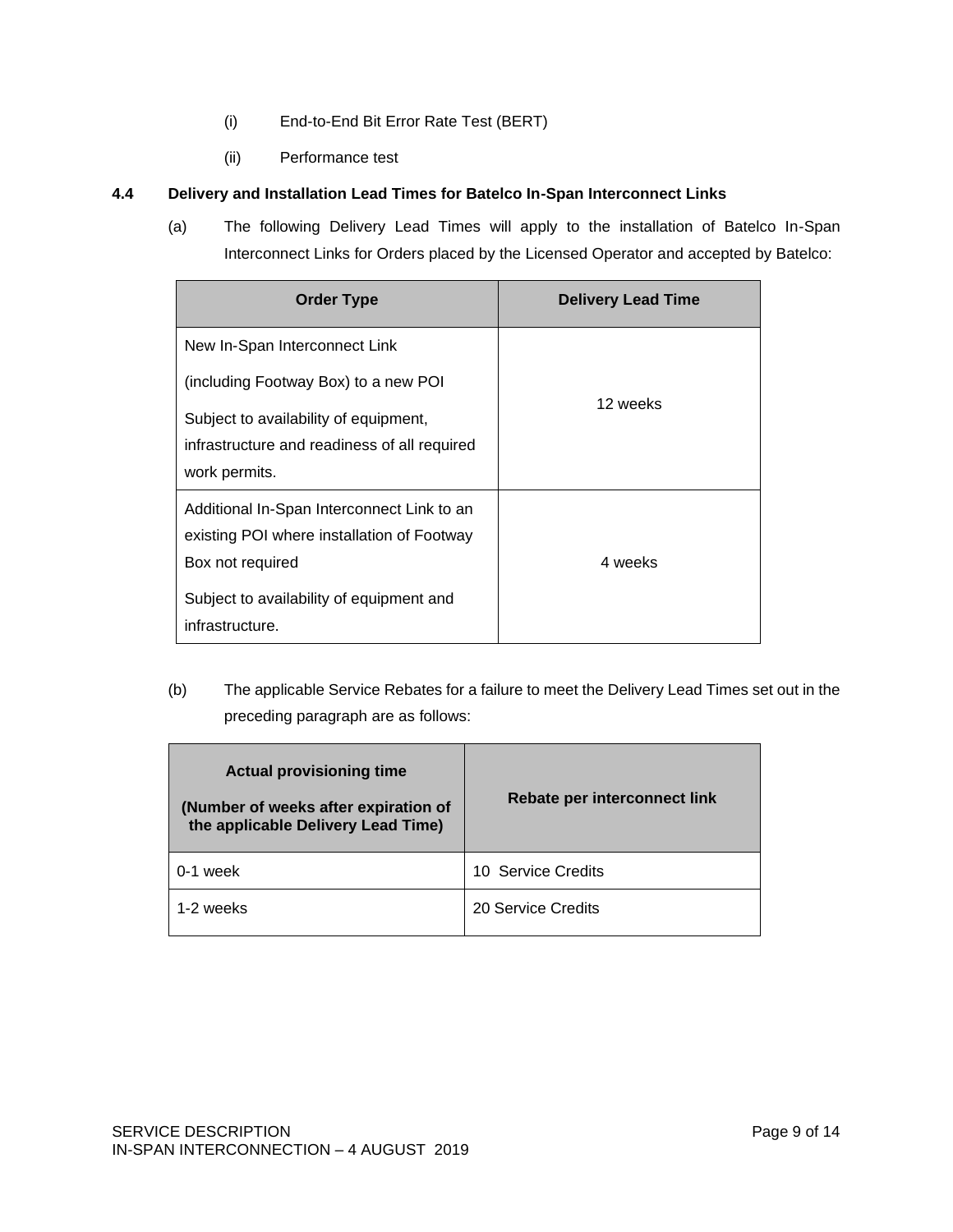(i) End-to-End Bit Error Rate Test (BERT)

(ii) Performance test

### 4.4 Delivery and Installation Lead Times for Batelco In-Span Interconnect Links

(a) The following Delivery Lead Times will apply to the installation of Batelco In-Span Interconnect Links for Orders placed by the Licensed Operator and accepted by Batelco:

| Order Type | Delivery Lead Time |
| --- | --- |
| New In-Span Interconnect Link (including Footway Box) to a new POI<br><br>Subject to availability of equipment, infrastructure and readiness of all required work permits. | 12 weeks |
| Additional In-Span Interconnect Link to an existing POI where installation of Footway Box not required<br><br>Subject to availability of equipment and infrastructure. | 4 weeks |

(b) The applicable Service Rebates for a failure to meet the Delivery Lead Times set out in the preceding paragraph are as follows:

| Actual provisioning time (Number of weeks after expiration of the applicable Delivery Lead Time) | Rebate per interconnect link |
| --- | --- |
| 0-1 week | 10 Service Credits |
| 1-2 weeks | 20 Service Credits |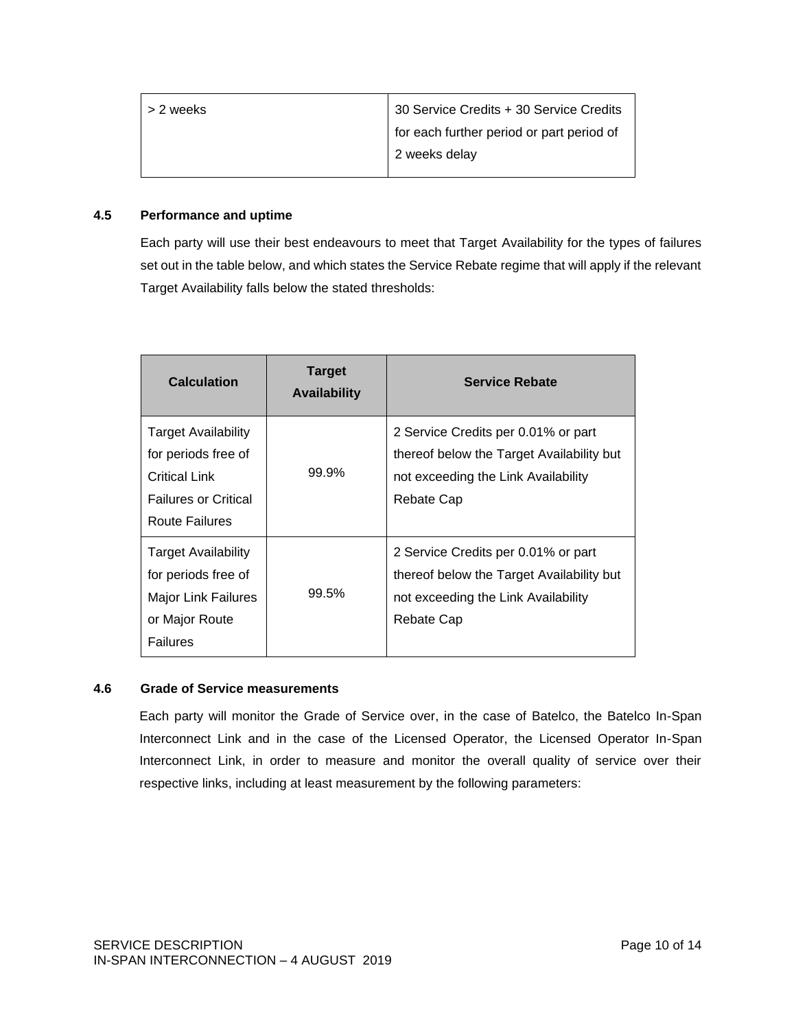| > 2 weeks | 30 Service Credits + 30 Service Credits for each further period or part period of 2 weeks delay |
|---|---|

### 4.5 Performance and uptime

Each party will use their best endeavours to meet that Target Availability for the types of failures set out in the table below, and which states the Service Rebate regime that will apply if the relevant Target Availability falls below the stated thresholds:

| Calculation | Target Availability | Service Rebate |
|---|---|---|
| Target Availability for periods free of Critical Link Failures or Critical Route Failures | 99.9% | 2 Service Credits per 0.01% or part thereof below the Target Availability but not exceeding the Link Availability Rebate Cap |
| Target Availability for periods free of Major Link Failures or Major Route Failures | 99.5% | 2 Service Credits per 0.01% or part thereof below the Target Availability but not exceeding the Link Availability Rebate Cap |

### 4.6 Grade of Service measurements

Each party will monitor the Grade of Service over, in the case of Batelco, the Batelco In-Span Interconnect Link and in the case of the Licensed Operator, the Licensed Operator In-Span Interconnect Link, in order to measure and monitor the overall quality of service over their respective links, including at least measurement by the following parameters: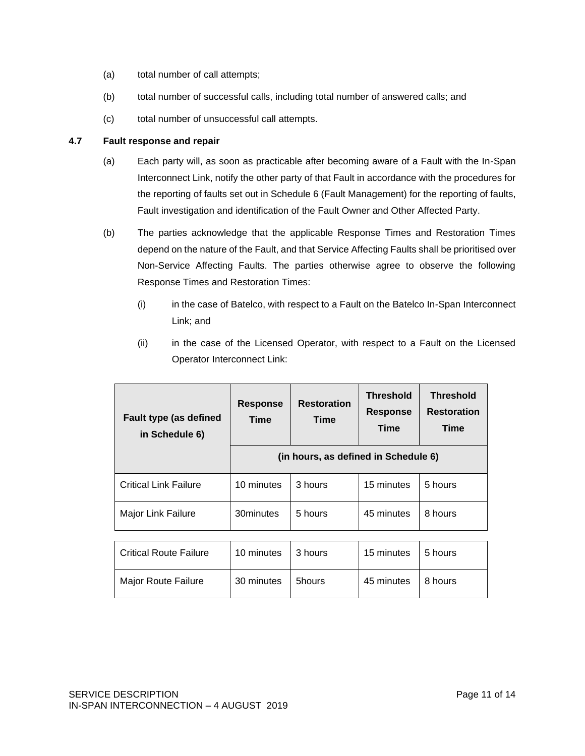(a) total number of call attempts;

(b) total number of successful calls, including total number of answered calls; and

(c) total number of unsuccessful call attempts.

**4.7 Fault response and repair**

(a) Each party will, as soon as practicable after becoming aware of a Fault with the In-Span Interconnect Link, notify the other party of that Fault in accordance with the procedures for the reporting of faults set out in Schedule 6 (Fault Management) for the reporting of faults, Fault investigation and identification of the Fault Owner and Other Affected Party.

(b) The parties acknowledge that the applicable Response Times and Restoration Times depend on the nature of the Fault, and that Service Affecting Faults shall be prioritised over Non-Service Affecting Faults. The parties otherwise agree to observe the following Response Times and Restoration Times:

(i) in the case of Batelco, with respect to a Fault on the Batelco In-Span Interconnect Link; and

(ii) in the case of the Licensed Operator, with respect to a Fault on the Licensed Operator Interconnect Link:

| Fault type (as defined in Schedule 6) | Response Time | Restoration Time | Threshold Response Time | Threshold Restoration Time |
|---|---|---|---|---|
| | (in hours, as defined in Schedule 6) | | | |
| Critical Link Failure | 10 minutes | 3 hours | 15 minutes | 5 hours |
| Major Link Failure | 30minutes | 5 hours | 45 minutes | 8 hours |
| Critical Route Failure | 10 minutes | 3 hours | 15 minutes | 5 hours |
| Major Route Failure | 30 minutes | 5hours | 45 minutes | 8 hours |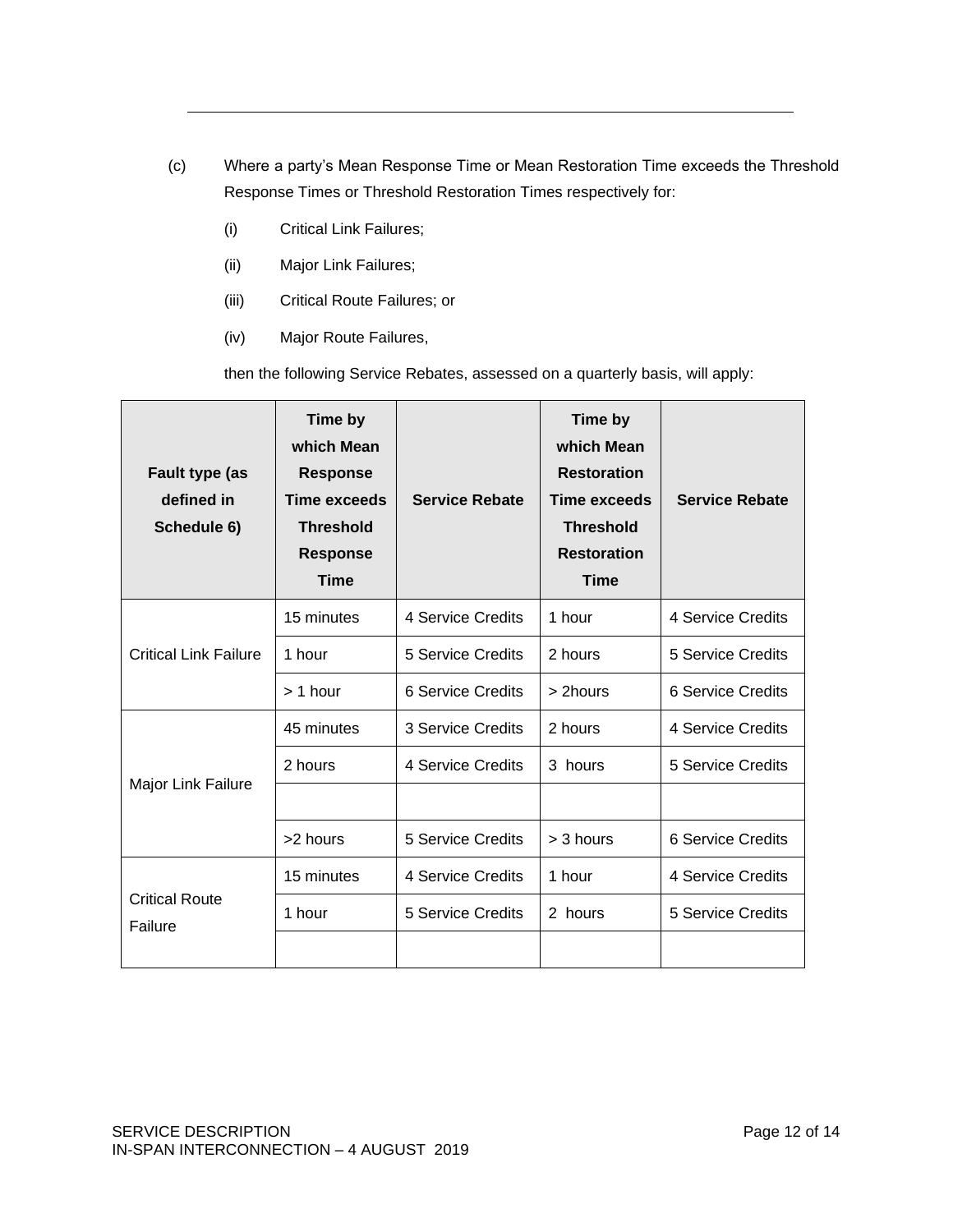(c) Where a party's Mean Response Time or Mean Restoration Time exceeds the Threshold Response Times or Threshold Restoration Times respectively for:

   (i) Critical Link Failures;

   (ii) Major Link Failures;

   (iii) Critical Route Failures; or

   (iv) Major Route Failures,

   then the following Service Rebates, assessed on a quarterly basis, will apply:

| Fault type (as defined in Schedule 6) | Time by which Mean Response Time exceeds Threshold Response Time | Service Rebate | Time by which Mean Restoration Time exceeds Threshold Restoration Time | Service Rebate |
|---|---|---|---|---|
| Critical Link Failure | 15 minutes | 4 Service Credits | 1 hour | 4 Service Credits |
| | 1 hour | 5 Service Credits | 2 hours | 5 Service Credits |
| | > 1 hour | 6 Service Credits | > 2hours | 6 Service Credits |
| Major Link Failure | 45 minutes | 3 Service Credits | 2 hours | 4 Service Credits |
| | 2 hours | 4 Service Credits | 3 hours | 5 Service Credits |
| | | | | |
| | >2 hours | 5 Service Credits | > 3 hours | 6 Service Credits |
| Critical Route Failure | 15 minutes | 4 Service Credits | 1 hour | 4 Service Credits |
| | 1 hour | 5 Service Credits | 2 hours | 5 Service Credits |
| | | | | |

SERVICE DESCRIPTION
IN-SPAN INTERCONNECTION – 4 AUGUST 2019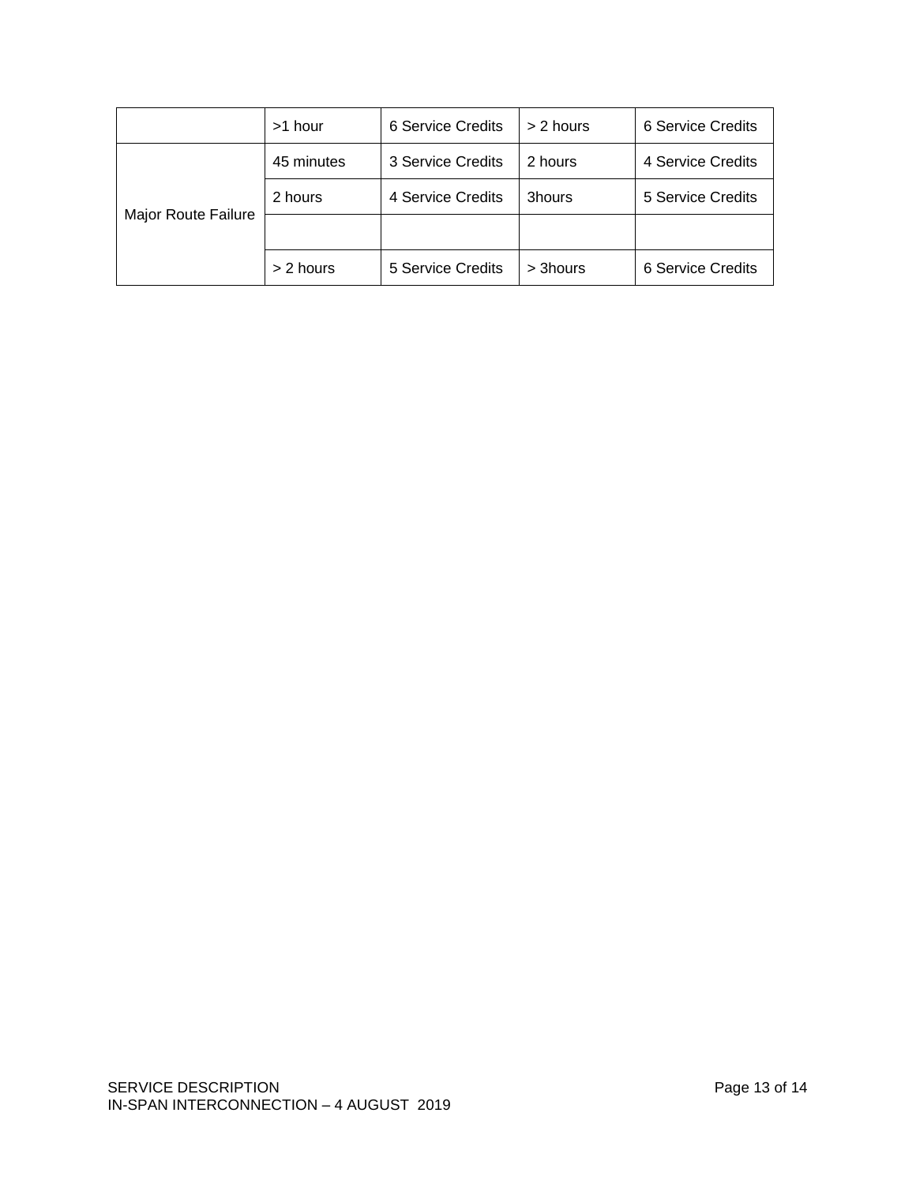| | | | | |
|---|---|---|---|---|
| | >1 hour | 6 Service Credits | > 2 hours | 6 Service Credits |
| Major Route Failure | 45 minutes | 3 Service Credits | 2 hours | 4 Service Credits |
| | 2 hours | 4 Service Credits | 3hours | 5 Service Credits |
| | | | | |
| | > 2 hours | 5 Service Credits | > 3hours | 6 Service Credits |